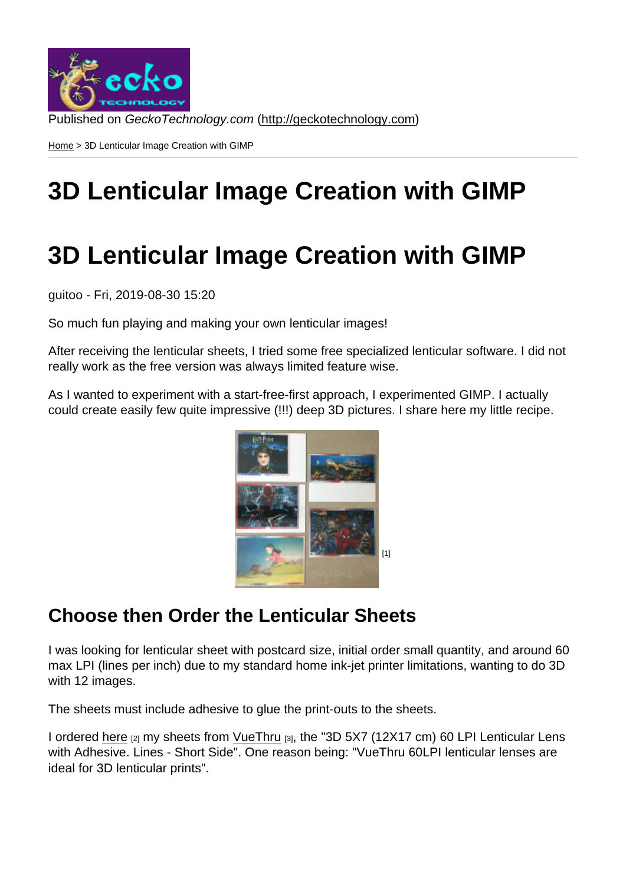Published on *GeckoTechnology.com* (http://geckotechnology.com)

Home > 3D Lenticular Image Creation with GIMP

# 3D Lenticular Image Creation with GIMP

# 3D Lenticular Image Creation with GIMP

guitoo - Fri, 2019-08-30 15:20

So much fun playing and making your own lenticular images!

After receiving the lenticular sheets, I tried some free specialized lenticular software. I did not really work as the free version was always limited feature wise.

As I wanted to experiment with a start-free-first approach, I experimented GIMP. I actually could create easily few quite impressive (!!!) deep 3D pictures. I share here my little recipe.

[1]

## Choose then Order the Lenticular Sheets

I was looking for lenticular sheet with postcard size, initial order small quantity, and around 60 max LPI (lines per inch) due to my standard home ink-jet printer limitations, wanting to do 3D with 12 images.

The sheets must include adhesive to glue the print-outs to the sheets.

I ordered here [2] my sheets from VueThru [3], the "3D 5X7 (12X17 cm) 60 LPI Lenticular Lens with Adhesive. Lines - Short Side". One reason being: "VueThru 60LPI lenticular lenses are ideal for 3D lenticular prints".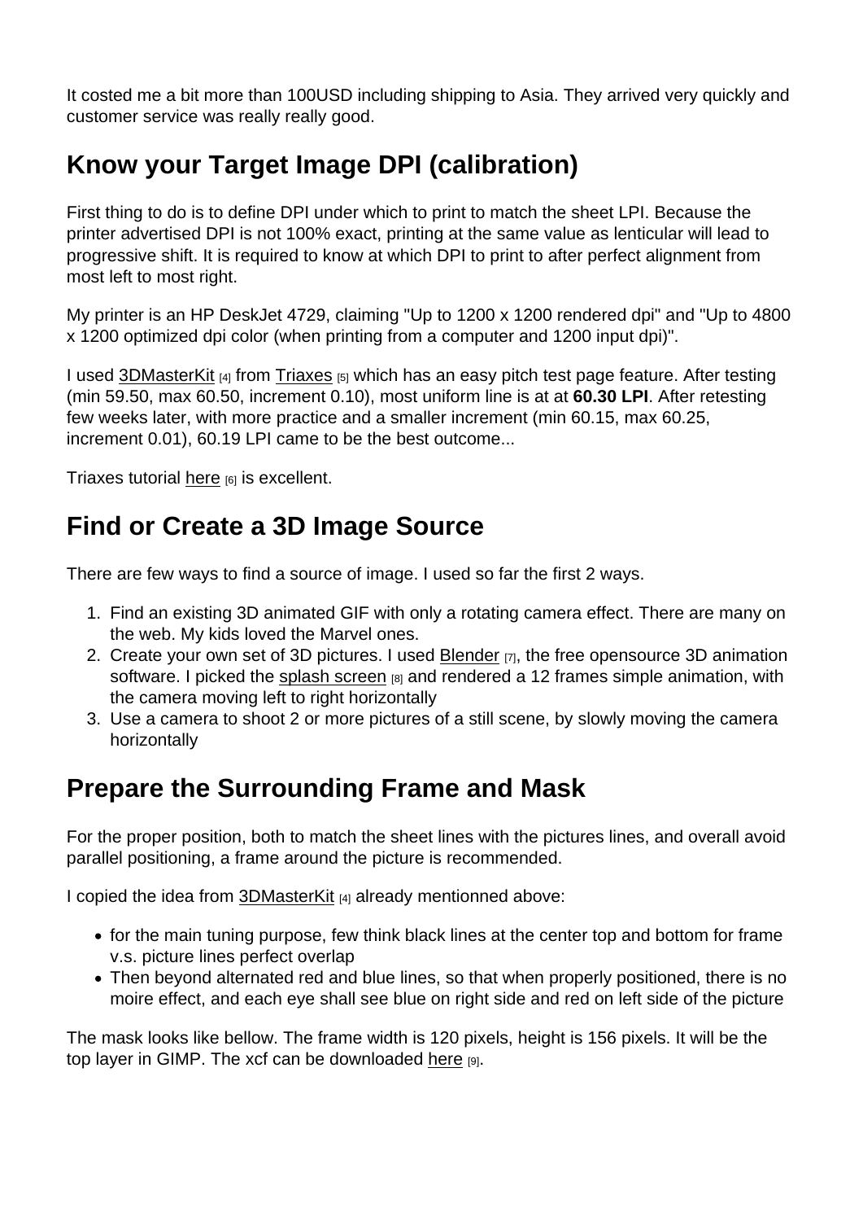It costed me a bit more than 100USD including shipping to Asia. They arrived very quickly and customer service was really really good.

## Know your Target Image DPI (calibration)

First thing to do is to define DPI under which to print to match the sheet LPI. Because the printer advertised DPI is not 100% exact, printing at the same value as lenticular will lead to progressive shift. It is required to know at which DPI to print to after perfect alignment from most left to most right.

My printer is an HP DeskJet 4729, claiming "Up to 1200 x 1200 rendered dpi" and "Up to 4800 x 1200 optimized dpi color (when printing from a computer and 1200 input dpi)".

I used 3DMasterKit [4] from Triaxes [5] which has an easy pitch test page feature. After testing (min 59.50, max 60.50, increment 0.10), most uniform line is at at **60.30 LPI**. After retesting few weeks later, with more practice and a smaller increment (min 60.15, max 60.25, increment 0.01), 60.19 LPI came to be the best outcome...

Triaxes tutorial here [6] is excellent.

## Find or Create a 3D Image Source

There are few ways to find a source of image. I used so far the first 2 ways.

1. Find an existing 3D animated GIF with only a rotating camera effect. There are many on the web. My kids loved the Marvel ones.
2. Create your own set of 3D pictures. I used Blender [7], the free opensource 3D animation software. I picked the splash screen [8] and rendered a 12 frames simple animation, with the camera moving left to right horizontally
3. Use a camera to shoot 2 or more pictures of a still scene, by slowly moving the camera horizontally

## Prepare the Surrounding Frame and Mask

For the proper position, both to match the sheet lines with the pictures lines, and overall avoid parallel positioning, a frame around the picture is recommended.

I copied the idea from 3DMasterKit [4] already mentionned above:

- for the main tuning purpose, few think black lines at the center top and bottom for frame v.s. picture lines perfect overlap
- Then beyond alternated red and blue lines, so that when properly positioned, there is no moire effect, and each eye shall see blue on right side and red on left side of the picture

The mask looks like bellow. The frame width is 120 pixels, height is 156 pixels. It will be the top layer in GIMP. The xcf can be downloaded here [9].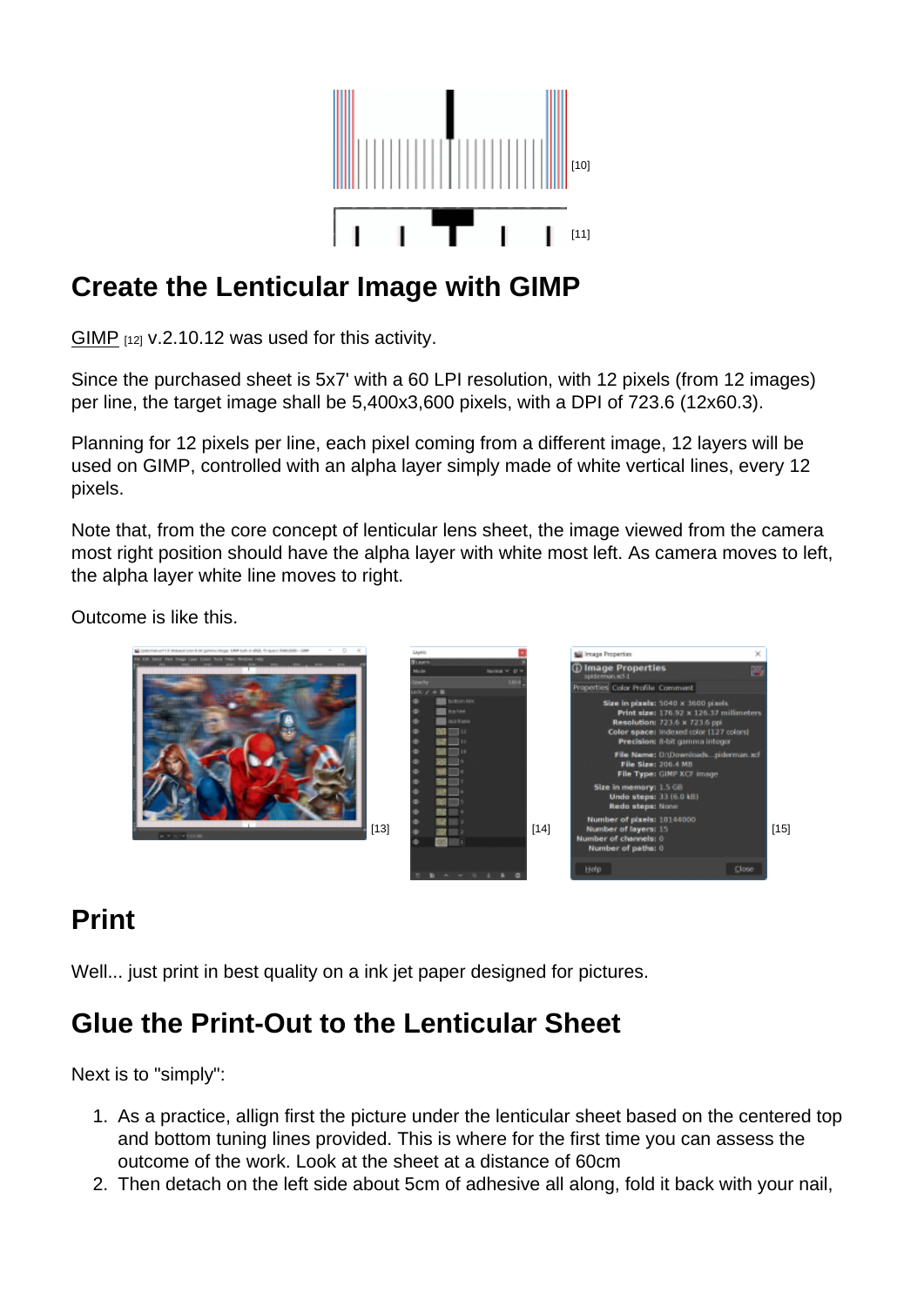[10]

[11]

## Create the Lenticular Image with GIMP

GIMP [12] v.2.10.12 was used for this activity.

Since the purchased sheet is 5x7' with a 60 LPI resolution, with 12 pixels (from 12 images) per line, the target image shall be 5,400x3,600 pixels, with a DPI of 723.6 (12x60.3).

Planning for 12 pixels per line, each pixel coming from a different image, 12 layers will be used on GIMP, controlled with an alpha layer simply made of white vertical lines, every 12 pixels.

Note that, from the core concept of lenticular lens sheet, the image viewed from the camera most right position should have the alpha layer with white most left. As camera moves to left, the alpha layer white line moves to right.

Outcome is like this.

[13] [14] [15]

## Print

Well... just print in best quality on a ink jet paper designed for pictures.

## Glue the Print-Out to the Lenticular Sheet

Next is to "simply":

1. As a practice, allign first the picture under the lenticular sheet based on the centered top and bottom tuning lines provided. This is where for the first time you can assess the outcome of the work. Look at the sheet at a distance of 60cm
2. Then detach on the left side about 5cm of adhesive all along, fold it back with your nail,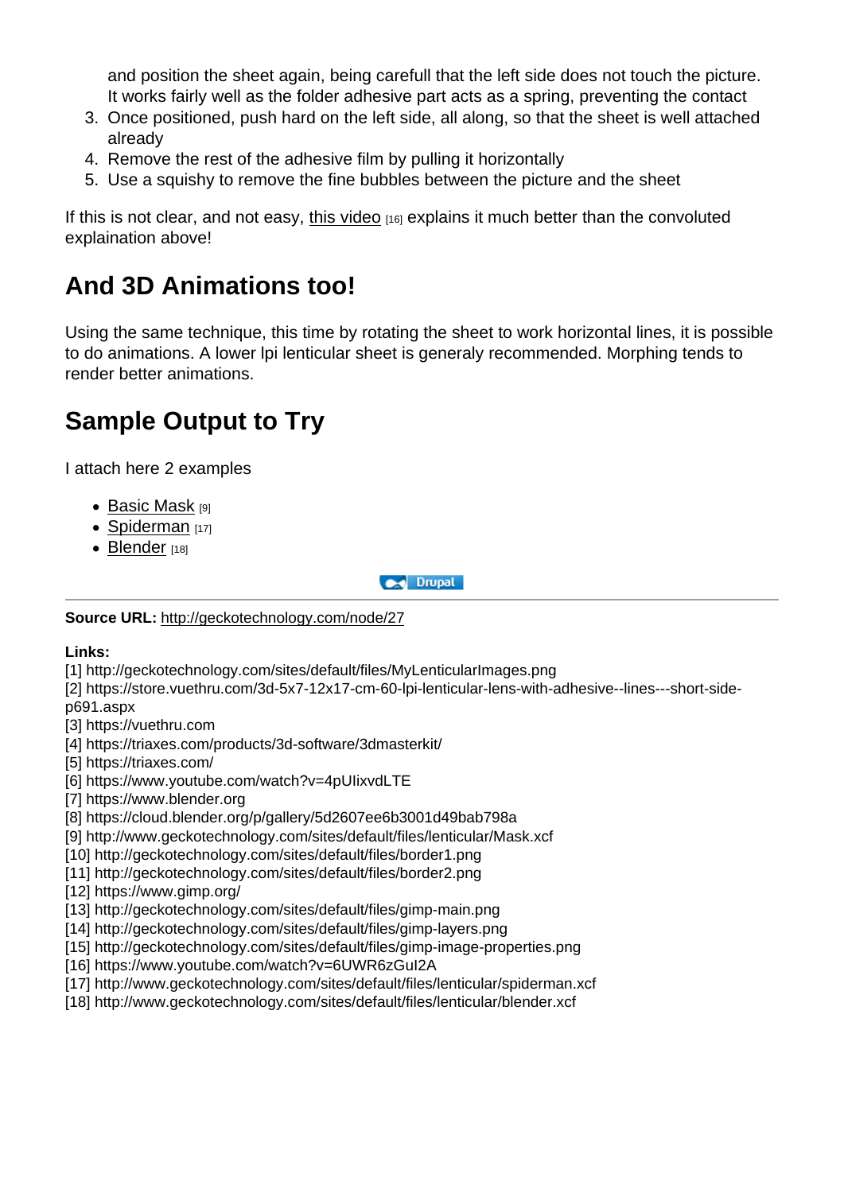and position the sheet again, being carefull that the left side does not touch the picture. It works fairly well as the folder adhesive part acts as a spring, preventing the contact

3. Once positioned, push hard on the left side, all along, so that the sheet is well attached already
4. Remove the rest of the adhesive film by pulling it horizontally
5. Use a squishy to remove the fine bubbles between the picture and the sheet

If this is not clear, and not easy, this video [16] explains it much better than the convoluted explaination above!

## And 3D Animations too!

Using the same technique, this time by rotating the sheet to work horizontal lines, it is possible to do animations. A lower lpi lenticular sheet is generaly recommended. Morphing tends to render better animations.

## Sample Output to Try

I attach here 2 examples

- Basic Mask [9]
- Spiderman [17]
- Blender [18]

Drupal

**Source URL:** http://geckotechnology.com/node/27

**Links:**
[1] http://geckotechnology.com/sites/default/files/MyLenticularImages.png
[2] https://store.vuethru.com/3d-5x7-12x17-cm-60-lpi-lenticular-lens-with-adhesive--lines---short-side-p691.aspx
[3] https://vuethru.com
[4] https://triaxes.com/products/3d-software/3dmasterkit/
[5] https://triaxes.com/
[6] https://www.youtube.com/watch?v=4pUIixvdLTE
[7] https://www.blender.org
[8] https://cloud.blender.org/p/gallery/5d2607ee6b3001d49bab798a
[9] http://www.geckotechnology.com/sites/default/files/lenticular/Mask.xcf
[10] http://geckotechnology.com/sites/default/files/border1.png
[11] http://geckotechnology.com/sites/default/files/border2.png
[12] https://www.gimp.org/
[13] http://geckotechnology.com/sites/default/files/gimp-main.png
[14] http://geckotechnology.com/sites/default/files/gimp-layers.png
[15] http://geckotechnology.com/sites/default/files/gimp-image-properties.png
[16] https://www.youtube.com/watch?v=6UWR6zGuI2A
[17] http://www.geckotechnology.com/sites/default/files/lenticular/spiderman.xcf
[18] http://www.geckotechnology.com/sites/default/files/lenticular/blender.xcf